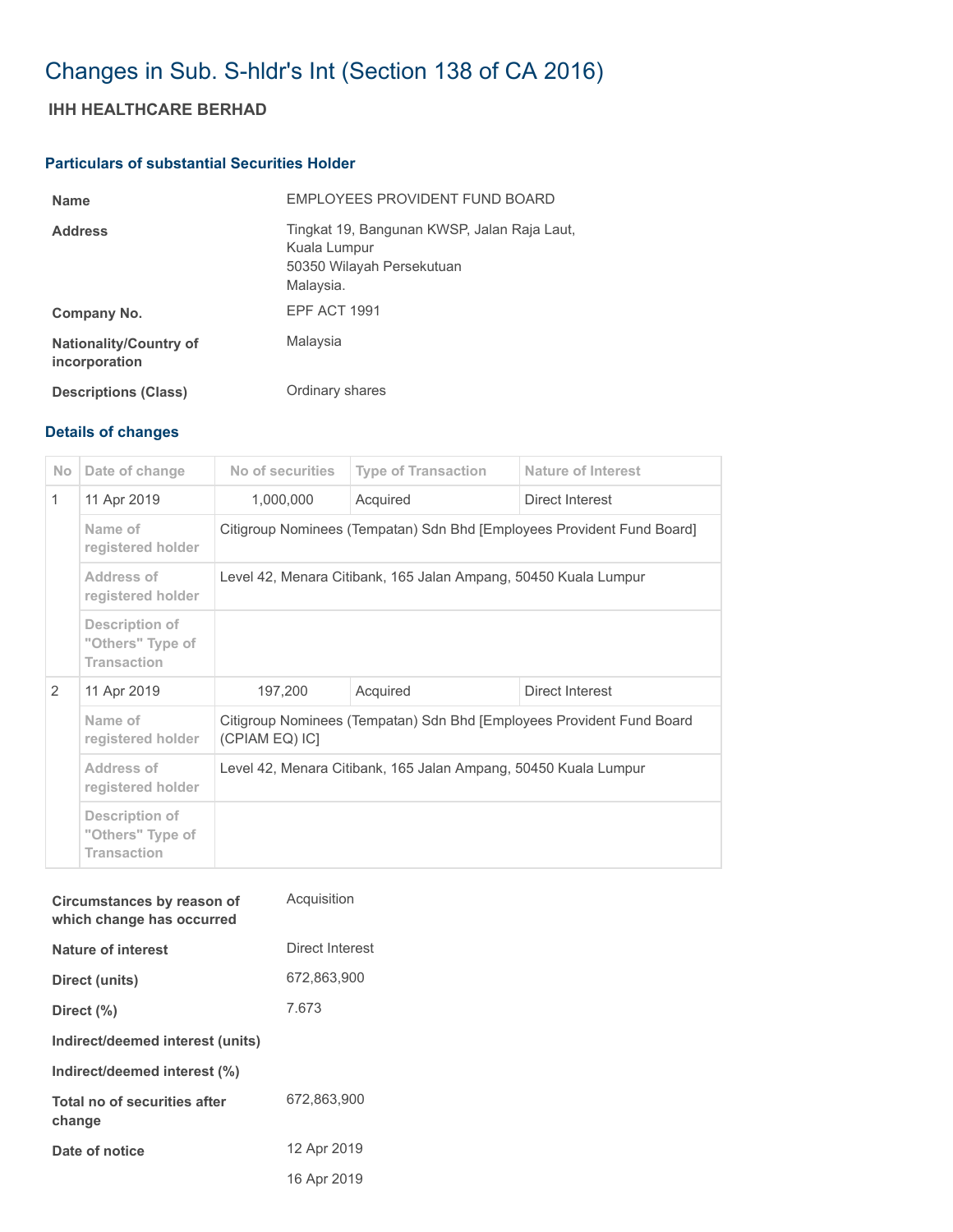# Changes in Sub. S-hldr's Int (Section 138 of CA 2016)

## IHH HEALTHCARE BERHAD

### Particulars of substantial Securities Holder

| | |
|---|---|
| **Name** | EMPLOYEES PROVIDENT FUND BOARD |
| **Address** | Tingkat 19, Bangunan KWSP, Jalan Raja Laut,<br>Kuala Lumpur<br>50350 Wilayah Persekutuan<br>Malaysia. |
| **Company No.** | EPF ACT 1991 |
| **Nationality/Country of incorporation** | Malaysia |
| **Descriptions (Class)** | Ordinary shares |

### Details of changes

| No | Date of change | No of securities | Type of Transaction | Nature of Interest |
|---|---|---|---|---|
| 1 | 11 Apr 2019 | 1,000,000 | Acquired | Direct Interest |
| | Name of registered holder | Citigroup Nominees (Tempatan) Sdn Bhd [Employees Provident Fund Board] | | |
| | Address of registered holder | Level 42, Menara Citibank, 165 Jalan Ampang, 50450 Kuala Lumpur | | |
| | Description of "Others" Type of Transaction | | | |
| 2 | 11 Apr 2019 | 197,200 | Acquired | Direct Interest |
| | Name of registered holder | Citigroup Nominees (Tempatan) Sdn Bhd [Employees Provident Fund Board (CPIAM EQ) IC] | | |
| | Address of registered holder | Level 42, Menara Citibank, 165 Jalan Ampang, 50450 Kuala Lumpur | | |
| | Description of "Others" Type of Transaction | | | |

| | |
|---|---|
| **Circumstances by reason of which change has occurred** | Acquisition |
| **Nature of interest** | Direct Interest |
| **Direct (units)** | 672,863,900 |
| **Direct (%)** | 7.673 |
| **Indirect/deemed interest (units)** | |
| **Indirect/deemed interest (%)** | |
| **Total no of securities after change** | 672,863,900 |
| **Date of notice** | 12 Apr 2019 |
| | 16 Apr 2019 |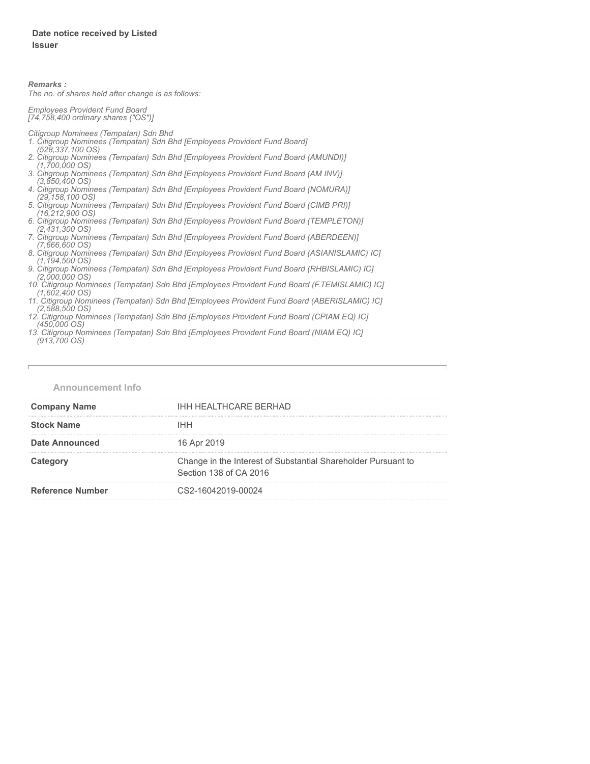**Date notice received by Listed Issuer**

***Remarks :***
*The no. of shares held after change is as follows:*

*Employees Provident Fund Board*
*[74,758,400 ordinary shares ("OS")]*

*Citigroup Nominees (Tempatan) Sdn Bhd*
*1. Citigroup Nominees (Tempatan) Sdn Bhd [Employees Provident Fund Board] (528,337,100 OS)*
*2. Citigroup Nominees (Tempatan) Sdn Bhd [Employees Provident Fund Board (AMUNDI)] (1,700,000 OS)*
*3. Citigroup Nominees (Tempatan) Sdn Bhd [Employees Provident Fund Board (AM INV)] (3,850,400 OS)*
*4. Citigroup Nominees (Tempatan) Sdn Bhd [Employees Provident Fund Board (NOMURA)] (29,158,100 OS)*
*5. Citigroup Nominees (Tempatan) Sdn Bhd [Employees Provident Fund Board (CIMB PRI)] (16,212,900 OS)*
*6. Citigroup Nominees (Tempatan) Sdn Bhd [Employees Provident Fund Board (TEMPLETON)] (2,431,300 OS)*
*7. Citigroup Nominees (Tempatan) Sdn Bhd [Employees Provident Fund Board (ABERDEEN)] (7,666,600 OS)*
*8. Citigroup Nominees (Tempatan) Sdn Bhd [Employees Provident Fund Board (ASIANISLAMIC) IC] (1,194,500 OS)*
*9. Citigroup Nominees (Tempatan) Sdn Bhd [Employees Provident Fund Board (RHBISLAMIC) IC] (2,000,000 OS)*
*10. Citigroup Nominees (Tempatan) Sdn Bhd [Employees Provident Fund Board (F.TEMISLAMIC) IC] (1,602,400 OS)*
*11. Citigroup Nominees (Tempatan) Sdn Bhd [Employees Provident Fund Board (ABERISLAMIC) IC] (2,588,500 OS)*
*12. Citigroup Nominees (Tempatan) Sdn Bhd [Employees Provident Fund Board (CPIAM EQ) IC] (450,000 OS)*
*13. Citigroup Nominees (Tempatan) Sdn Bhd [Employees Provident Fund Board (NIAM EQ) IC] (913,700 OS)*

---

**Announcement Info**

| | |
|---|---|
| **Company Name** | IHH HEALTHCARE BERHAD |
| **Stock Name** | IHH |
| **Date Announced** | 16 Apr 2019 |
| **Category** | Change in the Interest of Substantial Shareholder Pursuant to Section 138 of CA 2016 |
| **Reference Number** | CS2-16042019-00024 |